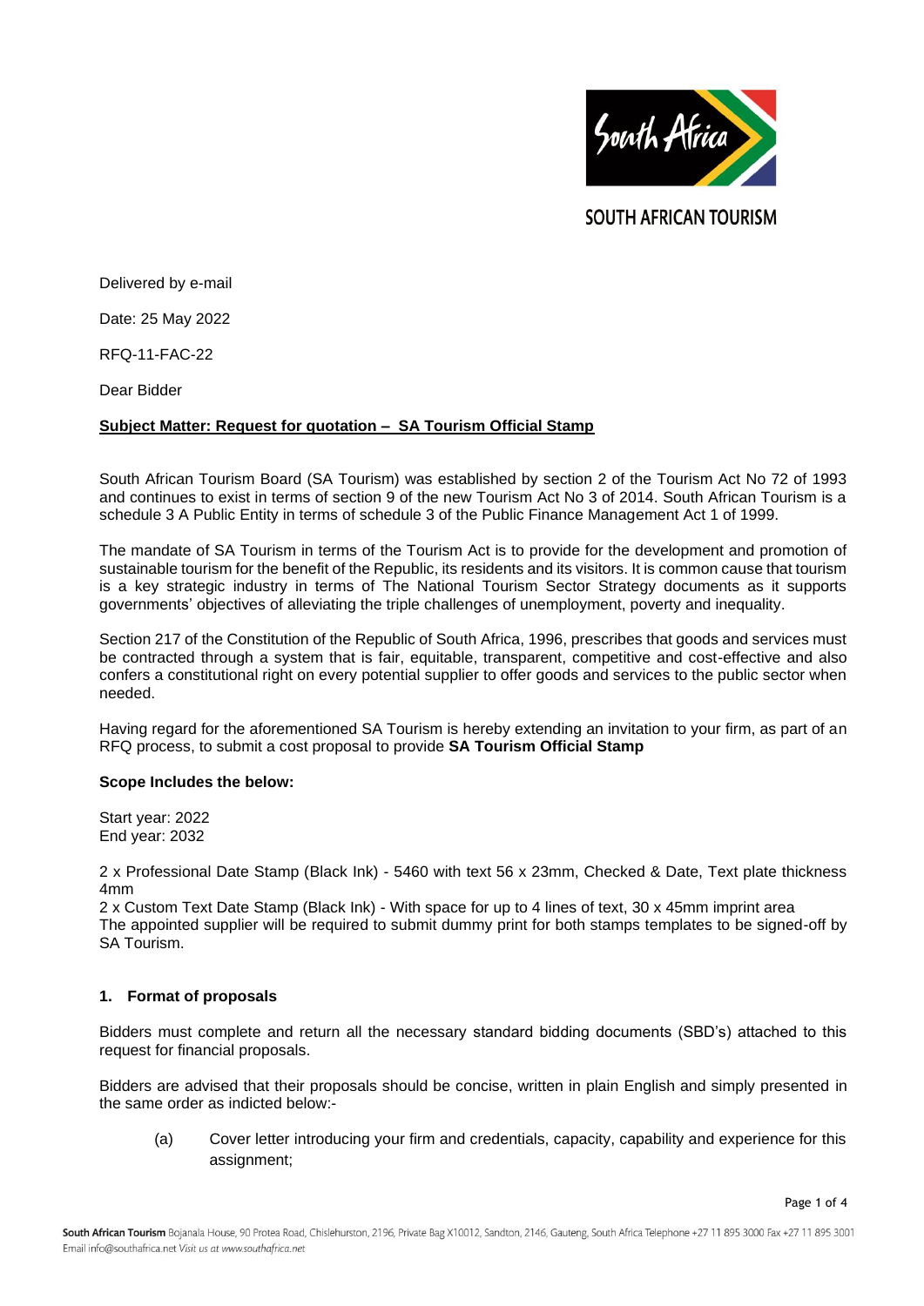SOUTH AFRICAN TOURISM

Delivered by e-mail

Date: 25 May 2022

RFQ-11-FAC-22

Dear Bidder

**Subject Matter: Request for quotation – SA Tourism Official Stamp**

South African Tourism Board (SA Tourism) was established by section 2 of the Tourism Act No 72 of 1993 and continues to exist in terms of section 9 of the new Tourism Act No 3 of 2014. South African Tourism is a schedule 3 A Public Entity in terms of schedule 3 of the Public Finance Management Act 1 of 1999.

The mandate of SA Tourism in terms of the Tourism Act is to provide for the development and promotion of sustainable tourism for the benefit of the Republic, its residents and its visitors. It is common cause that tourism is a key strategic industry in terms of The National Tourism Sector Strategy documents as it supports governments' objectives of alleviating the triple challenges of unemployment, poverty and inequality.

Section 217 of the Constitution of the Republic of South Africa, 1996, prescribes that goods and services must be contracted through a system that is fair, equitable, transparent, competitive and cost-effective and also confers a constitutional right on every potential supplier to offer goods and services to the public sector when needed.

Having regard for the aforementioned SA Tourism is hereby extending an invitation to your firm, as part of an RFQ process, to submit a cost proposal to provide **SA Tourism Official Stamp**

**Scope Includes the below:**

Start year: 2022
End year: 2032

2 x Professional Date Stamp (Black Ink) - 5460 with text 56 x 23mm, Checked & Date, Text plate thickness 4mm
2 x Custom Text Date Stamp (Black Ink) - With space for up to 4 lines of text, 30 x 45mm imprint area
The appointed supplier will be required to submit dummy print for both stamps templates to be signed-off by SA Tourism.

**1. Format of proposals**

Bidders must complete and return all the necessary standard bidding documents (SBD's) attached to this request for financial proposals.

Bidders are advised that their proposals should be concise, written in plain English and simply presented in the same order as indicted below:-

(a) Cover letter introducing your firm and credentials, capacity, capability and experience for this assignment;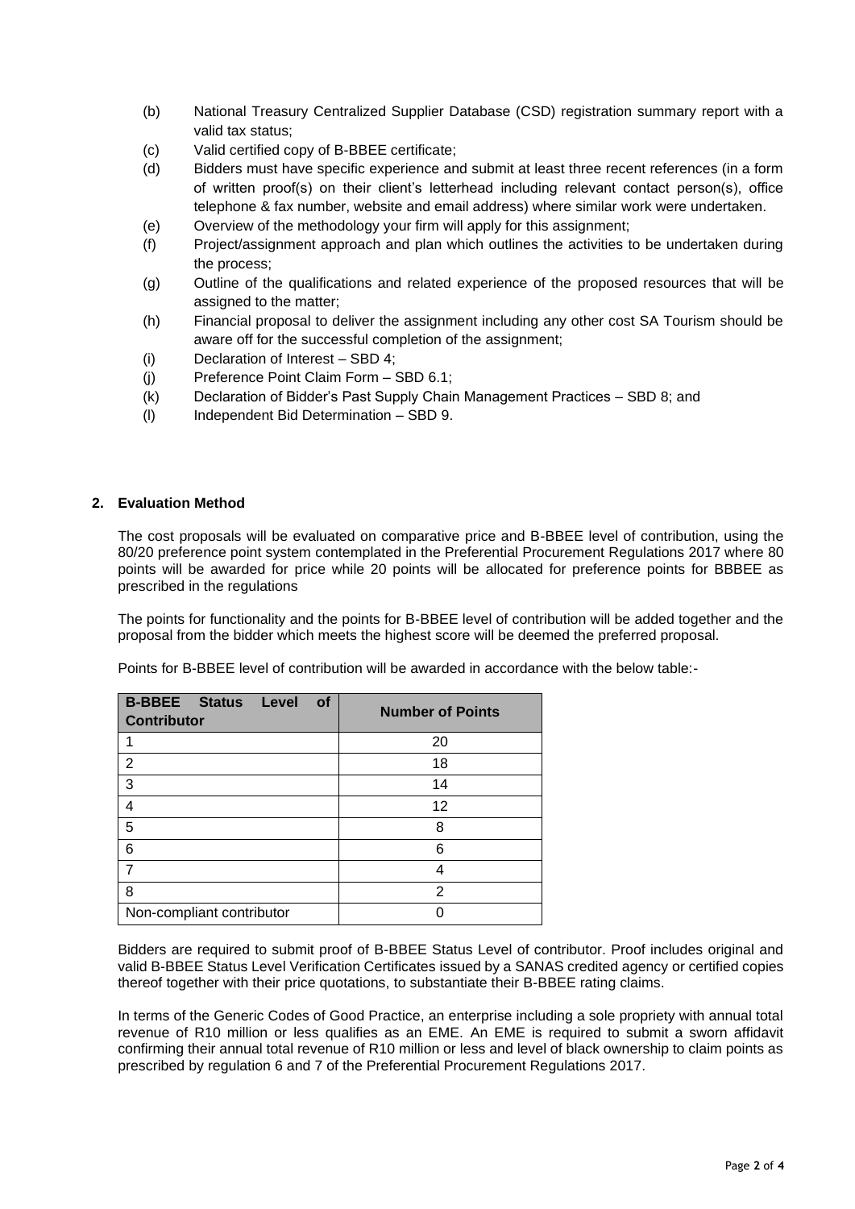(b) National Treasury Centralized Supplier Database (CSD) registration summary report with a valid tax status;

(c) Valid certified copy of B-BBEE certificate;

(d) Bidders must have specific experience and submit at least three recent references (in a form of written proof(s) on their client's letterhead including relevant contact person(s), office telephone & fax number, website and email address) where similar work were undertaken.

(e) Overview of the methodology your firm will apply for this assignment;

(f) Project/assignment approach and plan which outlines the activities to be undertaken during the process;

(g) Outline of the qualifications and related experience of the proposed resources that will be assigned to the matter;

(h) Financial proposal to deliver the assignment including any other cost SA Tourism should be aware off for the successful completion of the assignment;

(i) Declaration of Interest – SBD 4;

(j) Preference Point Claim Form – SBD 6.1;

(k) Declaration of Bidder's Past Supply Chain Management Practices – SBD 8; and

(l) Independent Bid Determination – SBD 9.

## 2. Evaluation Method

The cost proposals will be evaluated on comparative price and B-BBEE level of contribution, using the 80/20 preference point system contemplated in the Preferential Procurement Regulations 2017 where 80 points will be awarded for price while 20 points will be allocated for preference points for BBBEE as prescribed in the regulations

The points for functionality and the points for B-BBEE level of contribution will be added together and the proposal from the bidder which meets the highest score will be deemed the preferred proposal.

Points for B-BBEE level of contribution will be awarded in accordance with the below table:-

| B-BBEE Status Level of Contributor | Number of Points |
|---|---|
| 1 | 20 |
| 2 | 18 |
| 3 | 14 |
| 4 | 12 |
| 5 | 8 |
| 6 | 6 |
| 7 | 4 |
| 8 | 2 |
| Non-compliant contributor | 0 |

Bidders are required to submit proof of B-BBEE Status Level of contributor. Proof includes original and valid B-BBEE Status Level Verification Certificates issued by a SANAS credited agency or certified copies thereof together with their price quotations, to substantiate their B-BBEE rating claims.

In terms of the Generic Codes of Good Practice, an enterprise including a sole propriety with annual total revenue of R10 million or less qualifies as an EME. An EME is required to submit a sworn affidavit confirming their annual total revenue of R10 million or less and level of black ownership to claim points as prescribed by regulation 6 and 7 of the Preferential Procurement Regulations 2017.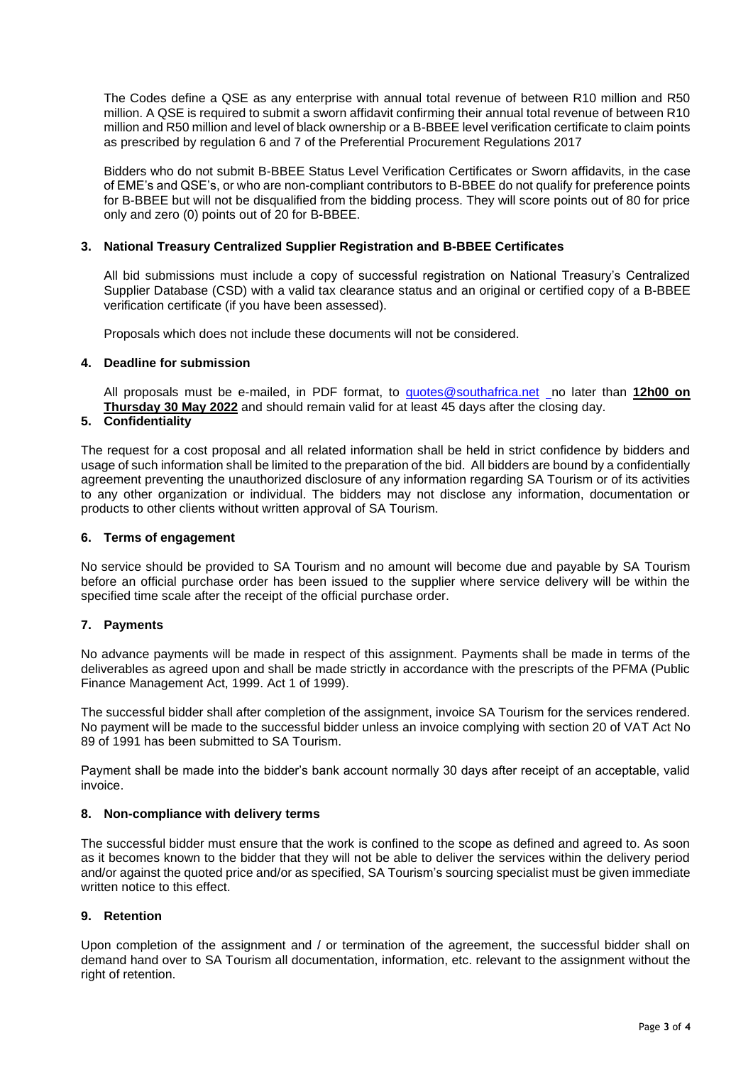The Codes define a QSE as any enterprise with annual total revenue of between R10 million and R50 million. A QSE is required to submit a sworn affidavit confirming their annual total revenue of between R10 million and R50 million and level of black ownership or a B-BBEE level verification certificate to claim points as prescribed by regulation 6 and 7 of the Preferential Procurement Regulations 2017

Bidders who do not submit B-BBEE Status Level Verification Certificates or Sworn affidavits, in the case of EME's and QSE's, or who are non-compliant contributors to B-BBEE do not qualify for preference points for B-BBEE but will not be disqualified from the bidding process. They will score points out of 80 for price only and zero (0) points out of 20 for B-BBEE.

### 3. National Treasury Centralized Supplier Registration and B-BBEE Certificates

All bid submissions must include a copy of successful registration on National Treasury's Centralized Supplier Database (CSD) with a valid tax clearance status and an original or certified copy of a B-BBEE verification certificate (if you have been assessed).

Proposals which does not include these documents will not be considered.

### 4. Deadline for submission

All proposals must be e-mailed, in PDF format, to quotes@southafrica.net no later than **12h00 on Thursday 30 May 2022** and should remain valid for at least 45 days after the closing day.

### 5. Confidentiality

The request for a cost proposal and all related information shall be held in strict confidence by bidders and usage of such information shall be limited to the preparation of the bid. All bidders are bound by a confidentially agreement preventing the unauthorized disclosure of any information regarding SA Tourism or of its activities to any other organization or individual. The bidders may not disclose any information, documentation or products to other clients without written approval of SA Tourism.

### 6. Terms of engagement

No service should be provided to SA Tourism and no amount will become due and payable by SA Tourism before an official purchase order has been issued to the supplier where service delivery will be within the specified time scale after the receipt of the official purchase order.

### 7. Payments

No advance payments will be made in respect of this assignment. Payments shall be made in terms of the deliverables as agreed upon and shall be made strictly in accordance with the prescripts of the PFMA (Public Finance Management Act, 1999. Act 1 of 1999).

The successful bidder shall after completion of the assignment, invoice SA Tourism for the services rendered. No payment will be made to the successful bidder unless an invoice complying with section 20 of VAT Act No 89 of 1991 has been submitted to SA Tourism.

Payment shall be made into the bidder's bank account normally 30 days after receipt of an acceptable, valid invoice.

### 8. Non-compliance with delivery terms

The successful bidder must ensure that the work is confined to the scope as defined and agreed to. As soon as it becomes known to the bidder that they will not be able to deliver the services within the delivery period and/or against the quoted price and/or as specified, SA Tourism's sourcing specialist must be given immediate written notice to this effect.

### 9. Retention

Upon completion of the assignment and / or termination of the agreement, the successful bidder shall on demand hand over to SA Tourism all documentation, information, etc. relevant to the assignment without the right of retention.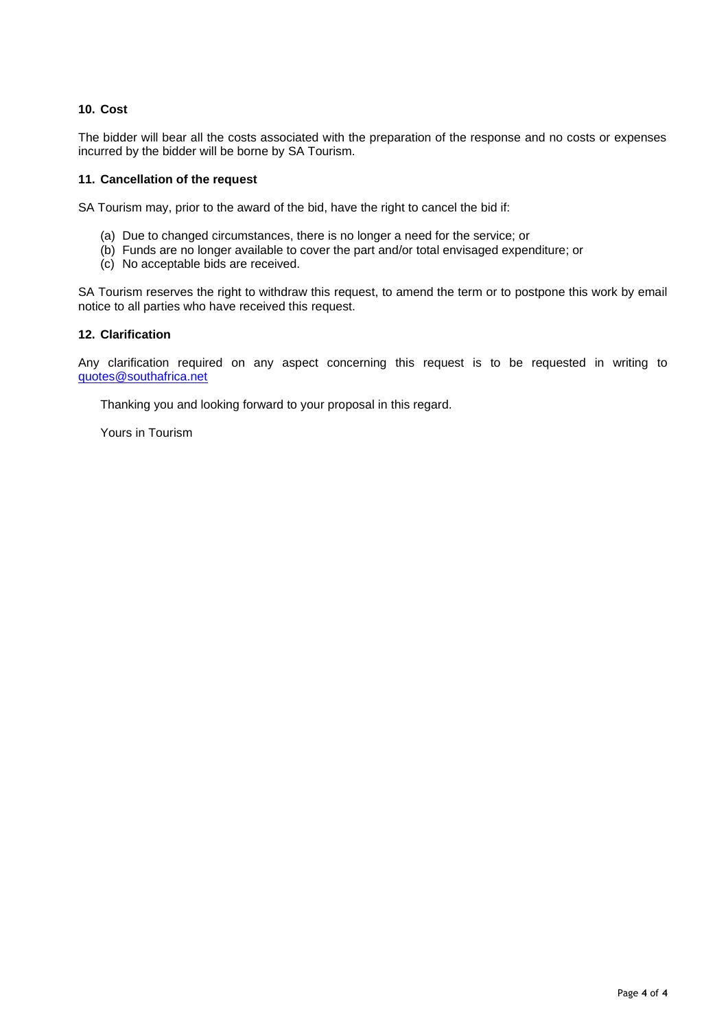## 10. Cost

The bidder will bear all the costs associated with the preparation of the response and no costs or expenses incurred by the bidder will be borne by SA Tourism.

## 11. Cancellation of the request

SA Tourism may, prior to the award of the bid, have the right to cancel the bid if:

(a) Due to changed circumstances, there is no longer a need for the service; or
(b) Funds are no longer available to cover the part and/or total envisaged expenditure; or
(c) No acceptable bids are received.

SA Tourism reserves the right to withdraw this request, to amend the term or to postpone this work by email notice to all parties who have received this request.

## 12. Clarification

Any clarification required on any aspect concerning this request is to be requested in writing to quotes@southafrica.net

Thanking you and looking forward to your proposal in this regard.

Yours in Tourism